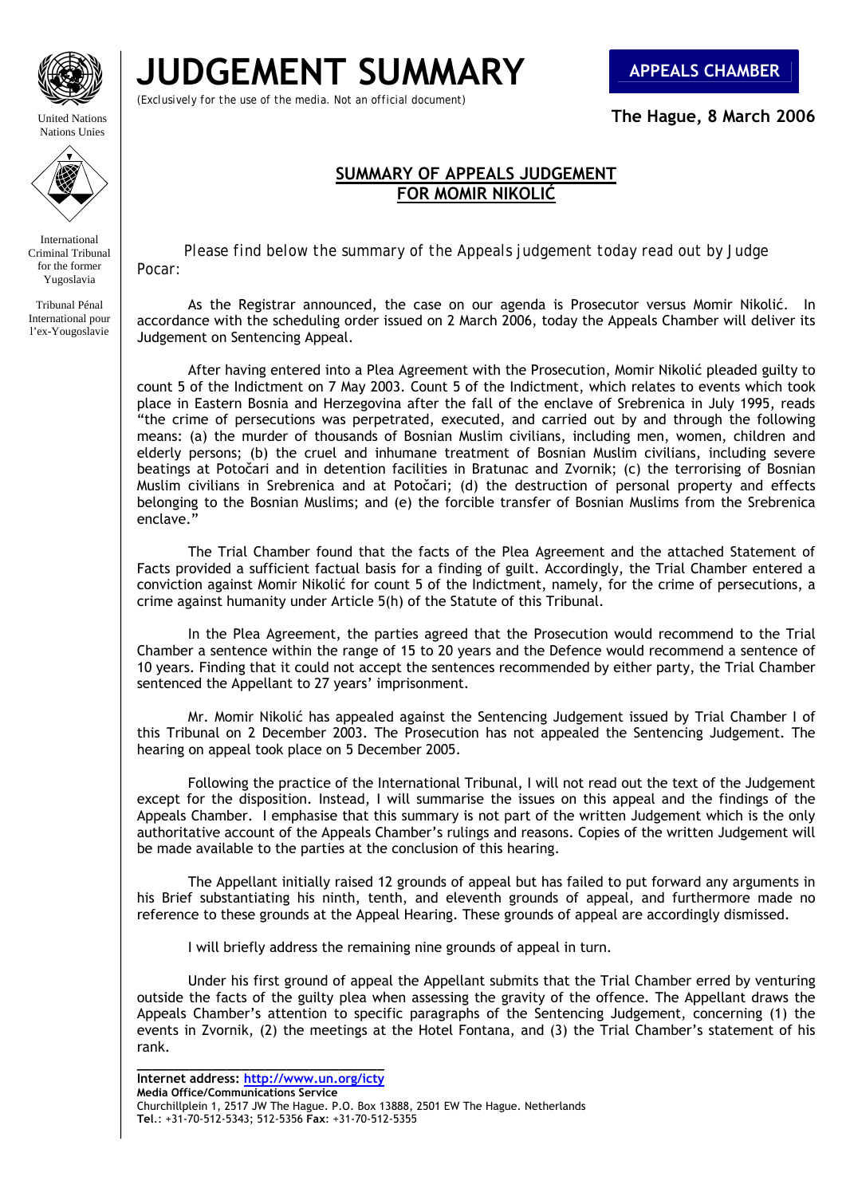United Nations
Nations Unies

International Criminal Tribunal for the former Yugoslavia

Tribunal Pénal International pour l'ex-Yougoslavie

# JUDGEMENT SUMMARY

*(Exclusively for the use of the media. Not an official document)*

**APPEALS CHAMBER**

**The Hague, 8 March 2006**

## SUMMARY OF APPEALS JUDGEMENT FOR MOMIR NIKOLIĆ

*Please find below the summary of the Appeals judgement today read out by Judge Pocar:*

As the Registrar announced, the case on our agenda is Prosecutor versus Momir Nikolić. In accordance with the scheduling order issued on 2 March 2006, today the Appeals Chamber will deliver its Judgement on Sentencing Appeal.

After having entered into a Plea Agreement with the Prosecution, Momir Nikolić pleaded guilty to count 5 of the Indictment on 7 May 2003. Count 5 of the Indictment, which relates to events which took place in Eastern Bosnia and Herzegovina after the fall of the enclave of Srebrenica in July 1995, reads "the crime of persecutions was perpetrated, executed, and carried out by and through the following means: (a) the murder of thousands of Bosnian Muslim civilians, including men, women, children and elderly persons; (b) the cruel and inhumane treatment of Bosnian Muslim civilians, including severe beatings at Potočari and in detention facilities in Bratunac and Zvornik; (c) the terrorising of Bosnian Muslim civilians in Srebrenica and at Potočari; (d) the destruction of personal property and effects belonging to the Bosnian Muslims; and (e) the forcible transfer of Bosnian Muslims from the Srebrenica enclave."

The Trial Chamber found that the facts of the Plea Agreement and the attached Statement of Facts provided a sufficient factual basis for a finding of guilt. Accordingly, the Trial Chamber entered a conviction against Momir Nikolić for count 5 of the Indictment, namely, for the crime of persecutions, a crime against humanity under Article 5(h) of the Statute of this Tribunal.

In the Plea Agreement, the parties agreed that the Prosecution would recommend to the Trial Chamber a sentence within the range of 15 to 20 years and the Defence would recommend a sentence of 10 years. Finding that it could not accept the sentences recommended by either party, the Trial Chamber sentenced the Appellant to 27 years' imprisonment.

Mr. Momir Nikolić has appealed against the Sentencing Judgement issued by Trial Chamber I of this Tribunal on 2 December 2003. The Prosecution has not appealed the Sentencing Judgement. The hearing on appeal took place on 5 December 2005.

Following the practice of the International Tribunal, I will not read out the text of the Judgement except for the disposition. Instead, I will summarise the issues on this appeal and the findings of the Appeals Chamber. I emphasise that this summary is not part of the written Judgement which is the only authoritative account of the Appeals Chamber's rulings and reasons. Copies of the written Judgement will be made available to the parties at the conclusion of this hearing.

The Appellant initially raised 12 grounds of appeal but has failed to put forward any arguments in his Brief substantiating his ninth, tenth, and eleventh grounds of appeal, and furthermore made no reference to these grounds at the Appeal Hearing. These grounds of appeal are accordingly dismissed.

I will briefly address the remaining nine grounds of appeal in turn.

Under his first ground of appeal the Appellant submits that the Trial Chamber erred by venturing outside the facts of the guilty plea when assessing the gravity of the offence. The Appellant draws the Appeals Chamber's attention to specific paragraphs of the Sentencing Judgement, concerning (1) the events in Zvornik, (2) the meetings at the Hotel Fontana, and (3) the Trial Chamber's statement of his rank.

**Internet address: http://www.un.org/icty**
**Media Office/Communications Service**
Churchillplein 1, 2517 JW The Hague. P.O. Box 13888, 2501 EW The Hague. Netherlands
**Tel**.: +31-70-512-5343; 512-5356 **Fax**: +31-70-512-5355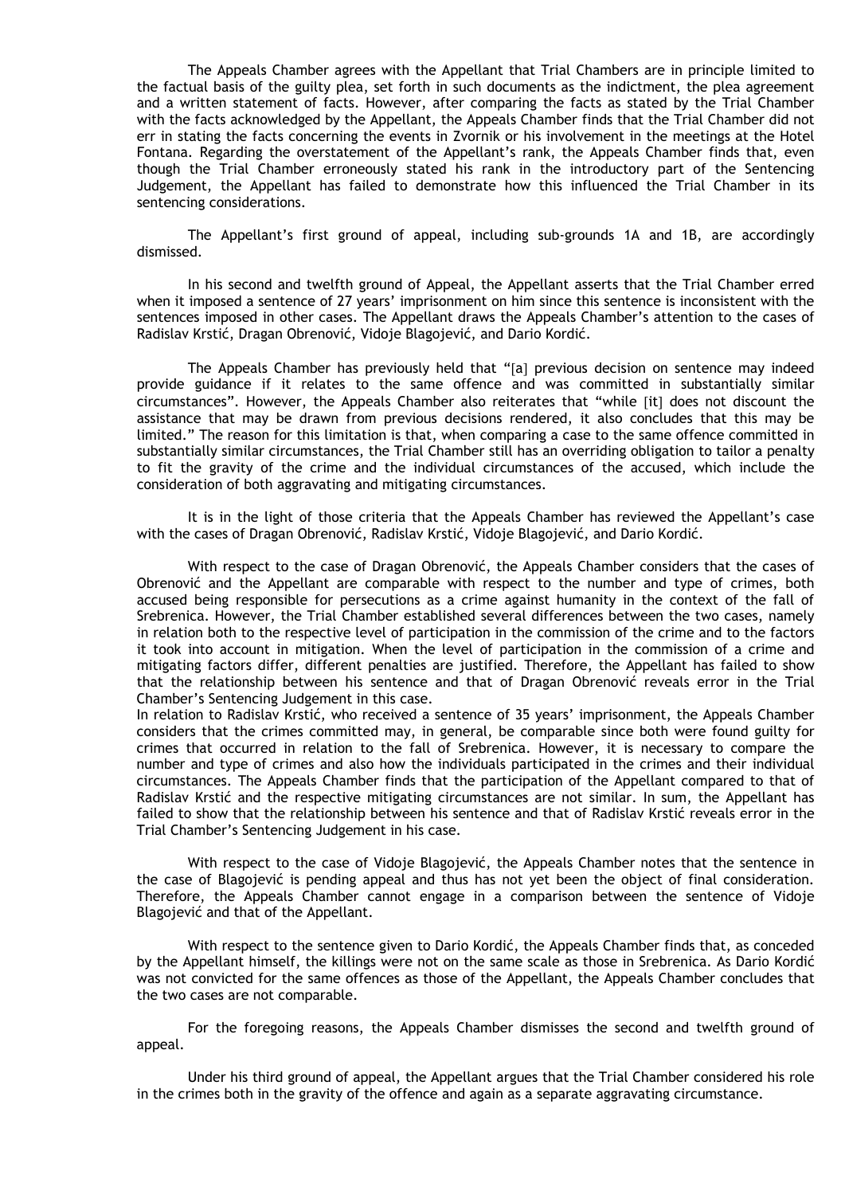The Appeals Chamber agrees with the Appellant that Trial Chambers are in principle limited to the factual basis of the guilty plea, set forth in such documents as the indictment, the plea agreement and a written statement of facts. However, after comparing the facts as stated by the Trial Chamber with the facts acknowledged by the Appellant, the Appeals Chamber finds that the Trial Chamber did not err in stating the facts concerning the events in Zvornik or his involvement in the meetings at the Hotel Fontana. Regarding the overstatement of the Appellant's rank, the Appeals Chamber finds that, even though the Trial Chamber erroneously stated his rank in the introductory part of the Sentencing Judgement, the Appellant has failed to demonstrate how this influenced the Trial Chamber in its sentencing considerations.

The Appellant's first ground of appeal, including sub-grounds 1A and 1B, are accordingly dismissed.

In his second and twelfth ground of Appeal, the Appellant asserts that the Trial Chamber erred when it imposed a sentence of 27 years' imprisonment on him since this sentence is inconsistent with the sentences imposed in other cases. The Appellant draws the Appeals Chamber's attention to the cases of Radislav Krstić, Dragan Obrenović, Vidoje Blagojević, and Dario Kordić.

The Appeals Chamber has previously held that "[a] previous decision on sentence may indeed provide guidance if it relates to the same offence and was committed in substantially similar circumstances". However, the Appeals Chamber also reiterates that "while [it] does not discount the assistance that may be drawn from previous decisions rendered, it also concludes that this may be limited." The reason for this limitation is that, when comparing a case to the same offence committed in substantially similar circumstances, the Trial Chamber still has an overriding obligation to tailor a penalty to fit the gravity of the crime and the individual circumstances of the accused, which include the consideration of both aggravating and mitigating circumstances.

It is in the light of those criteria that the Appeals Chamber has reviewed the Appellant's case with the cases of Dragan Obrenović, Radislav Krstić, Vidoje Blagojević, and Dario Kordić.

With respect to the case of Dragan Obrenović, the Appeals Chamber considers that the cases of Obrenović and the Appellant are comparable with respect to the number and type of crimes, both accused being responsible for persecutions as a crime against humanity in the context of the fall of Srebrenica. However, the Trial Chamber established several differences between the two cases, namely in relation both to the respective level of participation in the commission of the crime and to the factors it took into account in mitigation. When the level of participation in the commission of a crime and mitigating factors differ, different penalties are justified. Therefore, the Appellant has failed to show that the relationship between his sentence and that of Dragan Obrenović reveals error in the Trial Chamber's Sentencing Judgement in this case.

In relation to Radislav Krstić, who received a sentence of 35 years' imprisonment, the Appeals Chamber considers that the crimes committed may, in general, be comparable since both were found guilty for crimes that occurred in relation to the fall of Srebrenica. However, it is necessary to compare the number and type of crimes and also how the individuals participated in the crimes and their individual circumstances. The Appeals Chamber finds that the participation of the Appellant compared to that of Radislav Krstić and the respective mitigating circumstances are not similar. In sum, the Appellant has failed to show that the relationship between his sentence and that of Radislav Krstić reveals error in the Trial Chamber's Sentencing Judgement in his case.

With respect to the case of Vidoje Blagojević, the Appeals Chamber notes that the sentence in the case of Blagojević is pending appeal and thus has not yet been the object of final consideration. Therefore, the Appeals Chamber cannot engage in a comparison between the sentence of Vidoje Blagojević and that of the Appellant.

With respect to the sentence given to Dario Kordić, the Appeals Chamber finds that, as conceded by the Appellant himself, the killings were not on the same scale as those in Srebrenica. As Dario Kordić was not convicted for the same offences as those of the Appellant, the Appeals Chamber concludes that the two cases are not comparable.

For the foregoing reasons, the Appeals Chamber dismisses the second and twelfth ground of appeal.

Under his third ground of appeal, the Appellant argues that the Trial Chamber considered his role in the crimes both in the gravity of the offence and again as a separate aggravating circumstance.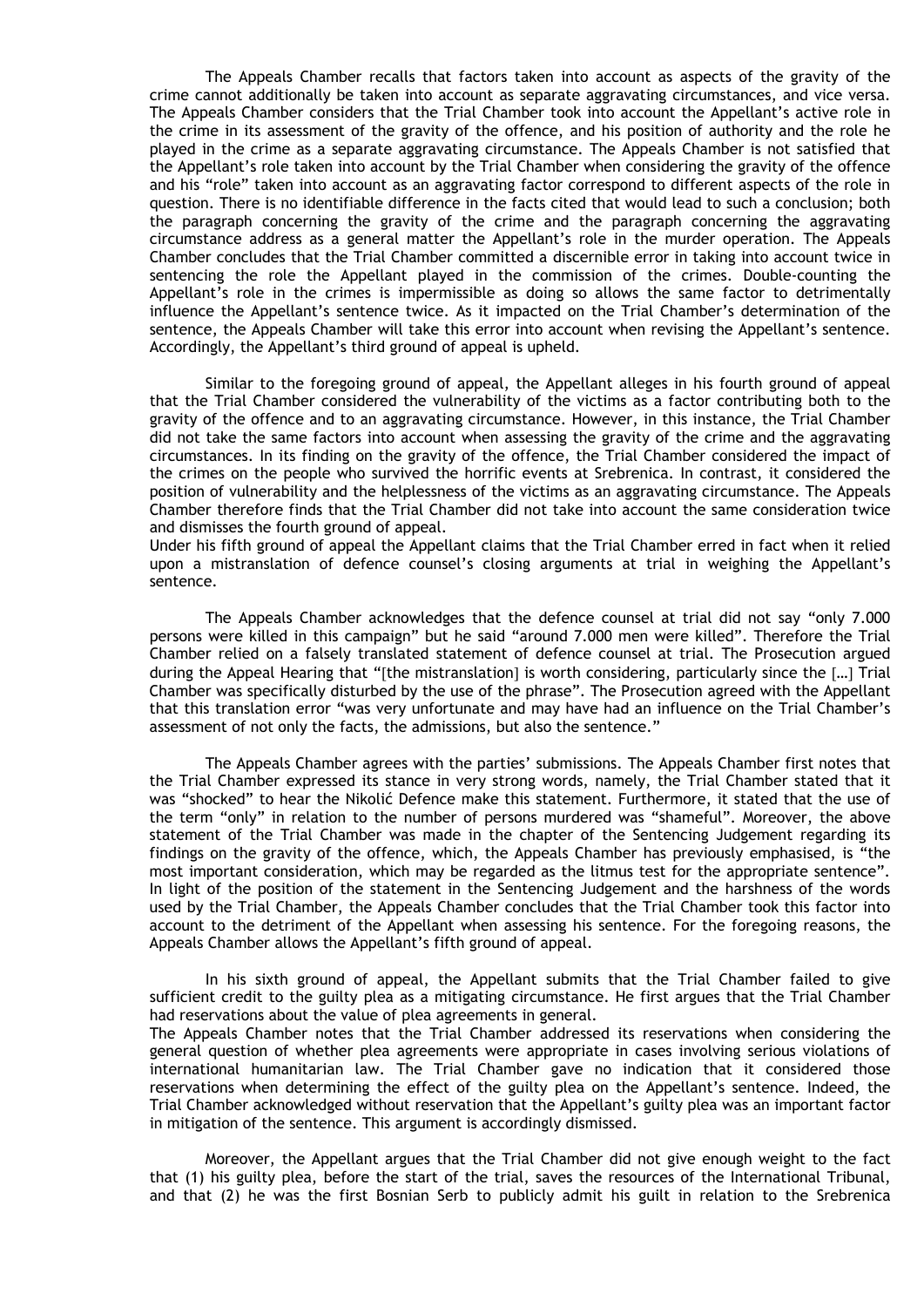The Appeals Chamber recalls that factors taken into account as aspects of the gravity of the crime cannot additionally be taken into account as separate aggravating circumstances, and vice versa. The Appeals Chamber considers that the Trial Chamber took into account the Appellant's active role in the crime in its assessment of the gravity of the offence, and his position of authority and the role he played in the crime as a separate aggravating circumstance. The Appeals Chamber is not satisfied that the Appellant's role taken into account by the Trial Chamber when considering the gravity of the offence and his "role" taken into account as an aggravating factor correspond to different aspects of the role in question. There is no identifiable difference in the facts cited that would lead to such a conclusion; both the paragraph concerning the gravity of the crime and the paragraph concerning the aggravating circumstance address as a general matter the Appellant's role in the murder operation. The Appeals Chamber concludes that the Trial Chamber committed a discernible error in taking into account twice in sentencing the role the Appellant played in the commission of the crimes. Double-counting the Appellant's role in the crimes is impermissible as doing so allows the same factor to detrimentally influence the Appellant's sentence twice. As it impacted on the Trial Chamber's determination of the sentence, the Appeals Chamber will take this error into account when revising the Appellant's sentence. Accordingly, the Appellant's third ground of appeal is upheld.

Similar to the foregoing ground of appeal, the Appellant alleges in his fourth ground of appeal that the Trial Chamber considered the vulnerability of the victims as a factor contributing both to the gravity of the offence and to an aggravating circumstance. However, in this instance, the Trial Chamber did not take the same factors into account when assessing the gravity of the crime and the aggravating circumstances. In its finding on the gravity of the offence, the Trial Chamber considered the impact of the crimes on the people who survived the horrific events at Srebrenica. In contrast, it considered the position of vulnerability and the helplessness of the victims as an aggravating circumstance. The Appeals Chamber therefore finds that the Trial Chamber did not take into account the same consideration twice and dismisses the fourth ground of appeal.

Under his fifth ground of appeal the Appellant claims that the Trial Chamber erred in fact when it relied upon a mistranslation of defence counsel's closing arguments at trial in weighing the Appellant's sentence.

The Appeals Chamber acknowledges that the defence counsel at trial did not say "only 7.000 persons were killed in this campaign" but he said "around 7.000 men were killed". Therefore the Trial Chamber relied on a falsely translated statement of defence counsel at trial. The Prosecution argued during the Appeal Hearing that "[the mistranslation] is worth considering, particularly since the […] Trial Chamber was specifically disturbed by the use of the phrase". The Prosecution agreed with the Appellant that this translation error "was very unfortunate and may have had an influence on the Trial Chamber's assessment of not only the facts, the admissions, but also the sentence."

The Appeals Chamber agrees with the parties' submissions. The Appeals Chamber first notes that the Trial Chamber expressed its stance in very strong words, namely, the Trial Chamber stated that it was "shocked" to hear the Nikolić Defence make this statement. Furthermore, it stated that the use of the term "only" in relation to the number of persons murdered was "shameful". Moreover, the above statement of the Trial Chamber was made in the chapter of the Sentencing Judgement regarding its findings on the gravity of the offence, which, the Appeals Chamber has previously emphasised, is "the most important consideration, which may be regarded as the litmus test for the appropriate sentence". In light of the position of the statement in the Sentencing Judgement and the harshness of the words used by the Trial Chamber, the Appeals Chamber concludes that the Trial Chamber took this factor into account to the detriment of the Appellant when assessing his sentence. For the foregoing reasons, the Appeals Chamber allows the Appellant's fifth ground of appeal.

In his sixth ground of appeal, the Appellant submits that the Trial Chamber failed to give sufficient credit to the guilty plea as a mitigating circumstance. He first argues that the Trial Chamber had reservations about the value of plea agreements in general.

The Appeals Chamber notes that the Trial Chamber addressed its reservations when considering the general question of whether plea agreements were appropriate in cases involving serious violations of international humanitarian law. The Trial Chamber gave no indication that it considered those reservations when determining the effect of the guilty plea on the Appellant's sentence. Indeed, the Trial Chamber acknowledged without reservation that the Appellant's guilty plea was an important factor in mitigation of the sentence. This argument is accordingly dismissed.

Moreover, the Appellant argues that the Trial Chamber did not give enough weight to the fact that (1) his guilty plea, before the start of the trial, saves the resources of the International Tribunal, and that (2) he was the first Bosnian Serb to publicly admit his guilt in relation to the Srebrenica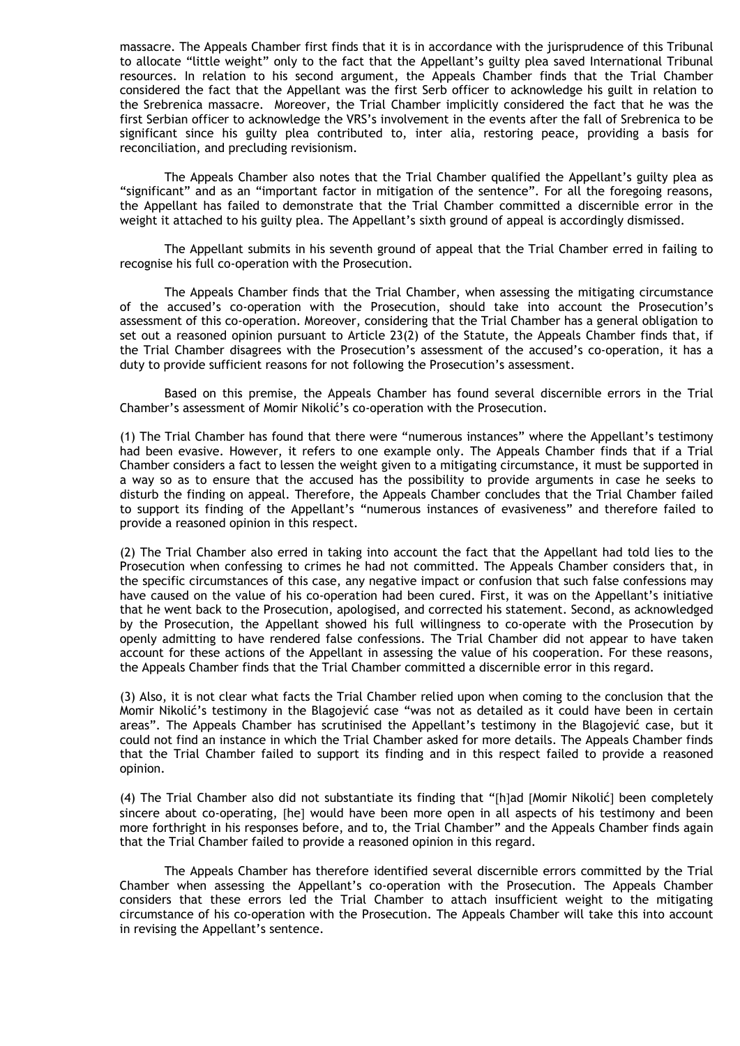massacre. The Appeals Chamber first finds that it is in accordance with the jurisprudence of this Tribunal to allocate "little weight" only to the fact that the Appellant's guilty plea saved International Tribunal resources. In relation to his second argument, the Appeals Chamber finds that the Trial Chamber considered the fact that the Appellant was the first Serb officer to acknowledge his guilt in relation to the Srebrenica massacre. Moreover, the Trial Chamber implicitly considered the fact that he was the first Serbian officer to acknowledge the VRS's involvement in the events after the fall of Srebrenica to be significant since his guilty plea contributed to, inter alia, restoring peace, providing a basis for reconciliation, and precluding revisionism.

The Appeals Chamber also notes that the Trial Chamber qualified the Appellant's guilty plea as "significant" and as an "important factor in mitigation of the sentence". For all the foregoing reasons, the Appellant has failed to demonstrate that the Trial Chamber committed a discernible error in the weight it attached to his guilty plea. The Appellant's sixth ground of appeal is accordingly dismissed.

The Appellant submits in his seventh ground of appeal that the Trial Chamber erred in failing to recognise his full co-operation with the Prosecution.

The Appeals Chamber finds that the Trial Chamber, when assessing the mitigating circumstance of the accused's co-operation with the Prosecution, should take into account the Prosecution's assessment of this co-operation. Moreover, considering that the Trial Chamber has a general obligation to set out a reasoned opinion pursuant to Article 23(2) of the Statute, the Appeals Chamber finds that, if the Trial Chamber disagrees with the Prosecution's assessment of the accused's co-operation, it has a duty to provide sufficient reasons for not following the Prosecution's assessment.

Based on this premise, the Appeals Chamber has found several discernible errors in the Trial Chamber's assessment of Momir Nikolić's co-operation with the Prosecution.

(1) The Trial Chamber has found that there were "numerous instances" where the Appellant's testimony had been evasive. However, it refers to one example only. The Appeals Chamber finds that if a Trial Chamber considers a fact to lessen the weight given to a mitigating circumstance, it must be supported in a way so as to ensure that the accused has the possibility to provide arguments in case he seeks to disturb the finding on appeal. Therefore, the Appeals Chamber concludes that the Trial Chamber failed to support its finding of the Appellant's "numerous instances of evasiveness" and therefore failed to provide a reasoned opinion in this respect.

(2) The Trial Chamber also erred in taking into account the fact that the Appellant had told lies to the Prosecution when confessing to crimes he had not committed. The Appeals Chamber considers that, in the specific circumstances of this case, any negative impact or confusion that such false confessions may have caused on the value of his co-operation had been cured. First, it was on the Appellant's initiative that he went back to the Prosecution, apologised, and corrected his statement. Second, as acknowledged by the Prosecution, the Appellant showed his full willingness to co-operate with the Prosecution by openly admitting to have rendered false confessions. The Trial Chamber did not appear to have taken account for these actions of the Appellant in assessing the value of his cooperation. For these reasons, the Appeals Chamber finds that the Trial Chamber committed a discernible error in this regard.

(3) Also, it is not clear what facts the Trial Chamber relied upon when coming to the conclusion that the Momir Nikolić's testimony in the Blagojević case "was not as detailed as it could have been in certain areas". The Appeals Chamber has scrutinised the Appellant's testimony in the Blagojević case, but it could not find an instance in which the Trial Chamber asked for more details. The Appeals Chamber finds that the Trial Chamber failed to support its finding and in this respect failed to provide a reasoned opinion.

(4) The Trial Chamber also did not substantiate its finding that "[h]ad [Momir Nikolić] been completely sincere about co-operating, [he] would have been more open in all aspects of his testimony and been more forthright in his responses before, and to, the Trial Chamber" and the Appeals Chamber finds again that the Trial Chamber failed to provide a reasoned opinion in this regard.

The Appeals Chamber has therefore identified several discernible errors committed by the Trial Chamber when assessing the Appellant's co-operation with the Prosecution. The Appeals Chamber considers that these errors led the Trial Chamber to attach insufficient weight to the mitigating circumstance of his co-operation with the Prosecution. The Appeals Chamber will take this into account in revising the Appellant's sentence.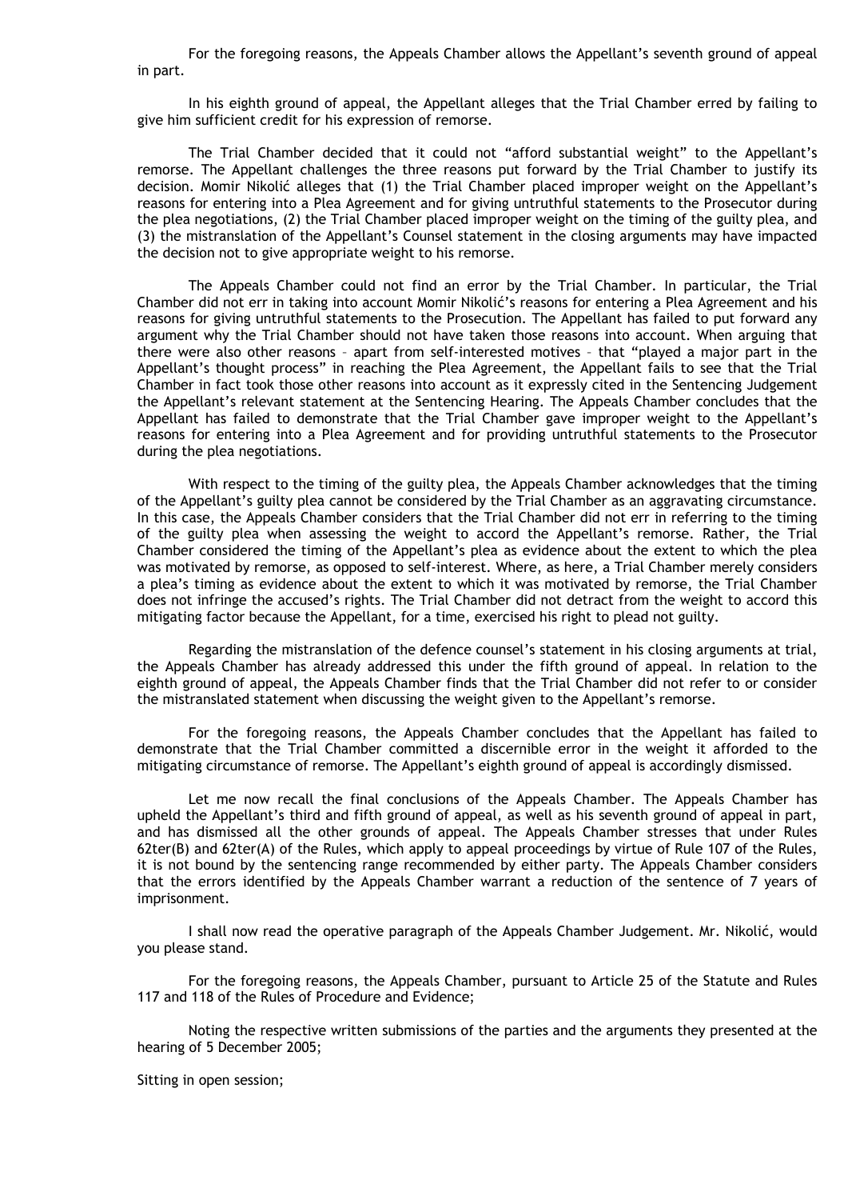For the foregoing reasons, the Appeals Chamber allows the Appellant's seventh ground of appeal in part.

In his eighth ground of appeal, the Appellant alleges that the Trial Chamber erred by failing to give him sufficient credit for his expression of remorse.

The Trial Chamber decided that it could not "afford substantial weight" to the Appellant's remorse. The Appellant challenges the three reasons put forward by the Trial Chamber to justify its decision. Momir Nikolić alleges that (1) the Trial Chamber placed improper weight on the Appellant's reasons for entering into a Plea Agreement and for giving untruthful statements to the Prosecutor during the plea negotiations, (2) the Trial Chamber placed improper weight on the timing of the guilty plea, and (3) the mistranslation of the Appellant's Counsel statement in the closing arguments may have impacted the decision not to give appropriate weight to his remorse.

The Appeals Chamber could not find an error by the Trial Chamber. In particular, the Trial Chamber did not err in taking into account Momir Nikolić's reasons for entering a Plea Agreement and his reasons for giving untruthful statements to the Prosecution. The Appellant has failed to put forward any argument why the Trial Chamber should not have taken those reasons into account. When arguing that there were also other reasons – apart from self-interested motives – that "played a major part in the Appellant's thought process" in reaching the Plea Agreement, the Appellant fails to see that the Trial Chamber in fact took those other reasons into account as it expressly cited in the Sentencing Judgement the Appellant's relevant statement at the Sentencing Hearing. The Appeals Chamber concludes that the Appellant has failed to demonstrate that the Trial Chamber gave improper weight to the Appellant's reasons for entering into a Plea Agreement and for providing untruthful statements to the Prosecutor during the plea negotiations.

With respect to the timing of the guilty plea, the Appeals Chamber acknowledges that the timing of the Appellant's guilty plea cannot be considered by the Trial Chamber as an aggravating circumstance. In this case, the Appeals Chamber considers that the Trial Chamber did not err in referring to the timing of the guilty plea when assessing the weight to accord the Appellant's remorse. Rather, the Trial Chamber considered the timing of the Appellant's plea as evidence about the extent to which the plea was motivated by remorse, as opposed to self-interest. Where, as here, a Trial Chamber merely considers a plea's timing as evidence about the extent to which it was motivated by remorse, the Trial Chamber does not infringe the accused's rights. The Trial Chamber did not detract from the weight to accord this mitigating factor because the Appellant, for a time, exercised his right to plead not guilty.

Regarding the mistranslation of the defence counsel's statement in his closing arguments at trial, the Appeals Chamber has already addressed this under the fifth ground of appeal. In relation to the eighth ground of appeal, the Appeals Chamber finds that the Trial Chamber did not refer to or consider the mistranslated statement when discussing the weight given to the Appellant's remorse.

For the foregoing reasons, the Appeals Chamber concludes that the Appellant has failed to demonstrate that the Trial Chamber committed a discernible error in the weight it afforded to the mitigating circumstance of remorse. The Appellant's eighth ground of appeal is accordingly dismissed.

Let me now recall the final conclusions of the Appeals Chamber. The Appeals Chamber has upheld the Appellant's third and fifth ground of appeal, as well as his seventh ground of appeal in part, and has dismissed all the other grounds of appeal. The Appeals Chamber stresses that under Rules 62ter(B) and 62ter(A) of the Rules, which apply to appeal proceedings by virtue of Rule 107 of the Rules, it is not bound by the sentencing range recommended by either party. The Appeals Chamber considers that the errors identified by the Appeals Chamber warrant a reduction of the sentence of 7 years of imprisonment.

I shall now read the operative paragraph of the Appeals Chamber Judgement. Mr. Nikolić, would you please stand.

For the foregoing reasons, the Appeals Chamber, pursuant to Article 25 of the Statute and Rules 117 and 118 of the Rules of Procedure and Evidence;

Noting the respective written submissions of the parties and the arguments they presented at the hearing of 5 December 2005;

Sitting in open session;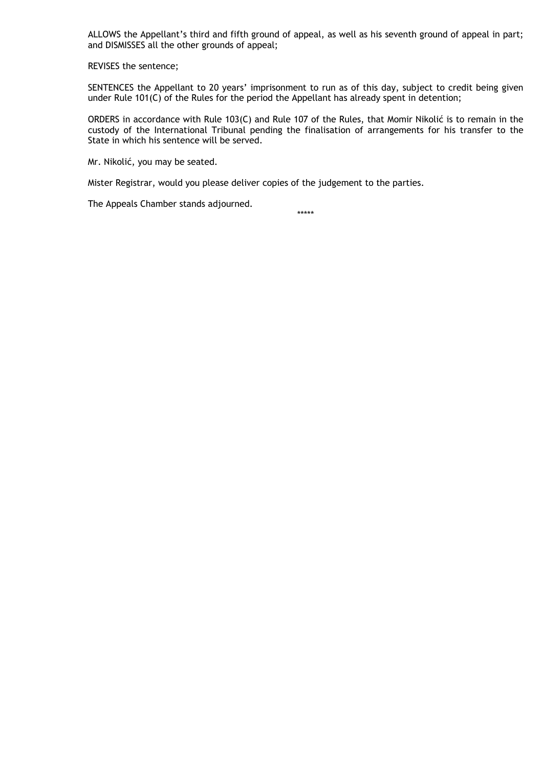ALLOWS the Appellant's third and fifth ground of appeal, as well as his seventh ground of appeal in part; and DISMISSES all the other grounds of appeal;

REVISES the sentence;

SENTENCES the Appellant to 20 years' imprisonment to run as of this day, subject to credit being given under Rule 101(C) of the Rules for the period the Appellant has already spent in detention;

ORDERS in accordance with Rule 103(C) and Rule 107 of the Rules, that Momir Nikolić is to remain in the custody of the International Tribunal pending the finalisation of arrangements for his transfer to the State in which his sentence will be served.

Mr. Nikolić, you may be seated.

Mister Registrar, would you please deliver copies of the judgement to the parties.

The Appeals Chamber stands adjourned.

*****